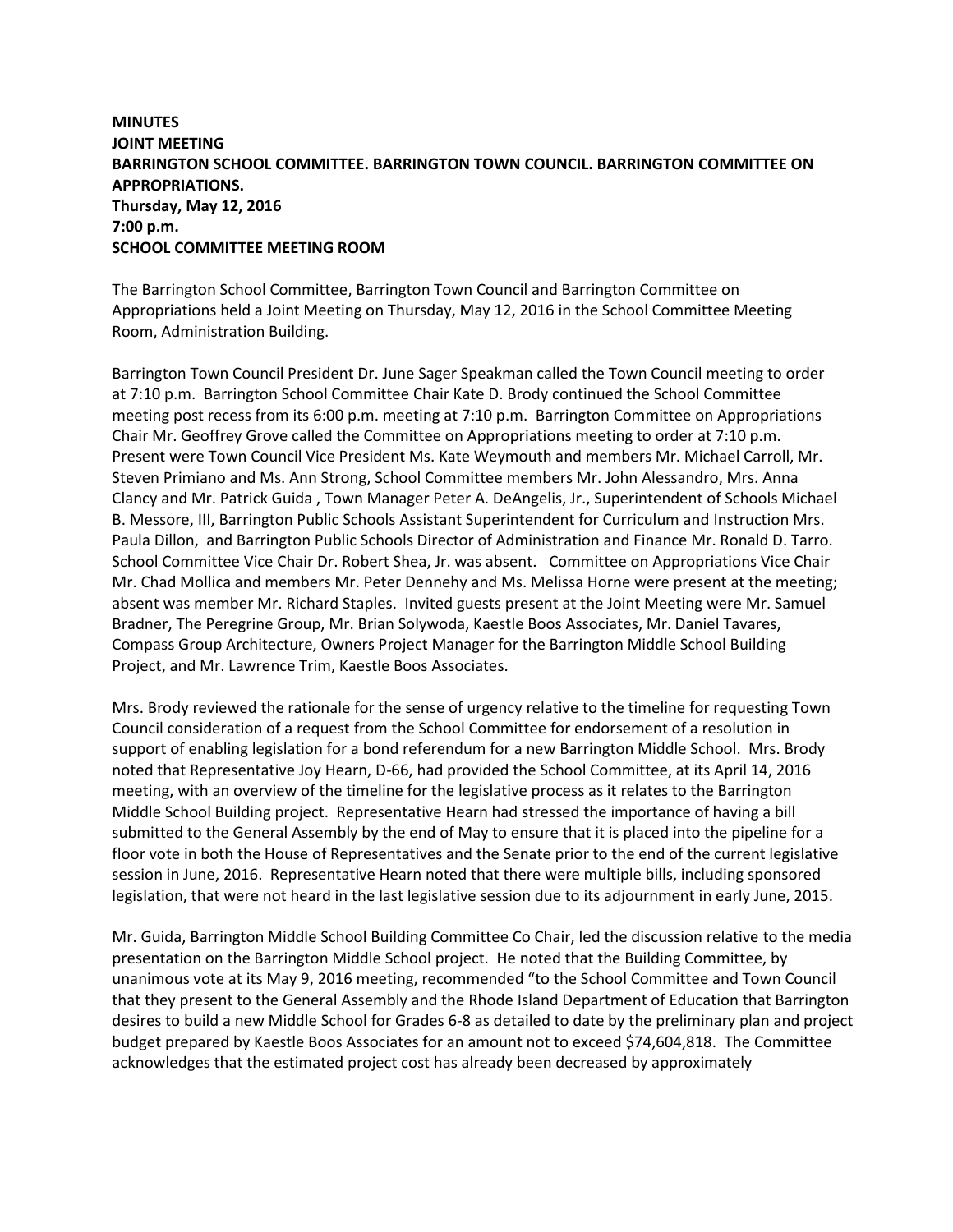**MINUTES**
**JOINT MEETING**
**BARRINGTON SCHOOL COMMITTEE. BARRINGTON TOWN COUNCIL. BARRINGTON COMMITTEE ON APPROPRIATIONS.**
**Thursday, May 12, 2016**
**7:00 p.m.**
**SCHOOL COMMITTEE MEETING ROOM**

The Barrington School Committee, Barrington Town Council and Barrington Committee on Appropriations held a Joint Meeting on Thursday, May 12, 2016 in the School Committee Meeting Room, Administration Building.

Barrington Town Council President Dr. June Sager Speakman called the Town Council meeting to order at 7:10 p.m. Barrington School Committee Chair Kate D. Brody continued the School Committee meeting post recess from its 6:00 p.m. meeting at 7:10 p.m. Barrington Committee on Appropriations Chair Mr. Geoffrey Grove called the Committee on Appropriations meeting to order at 7:10 p.m. Present were Town Council Vice President Ms. Kate Weymouth and members Mr. Michael Carroll, Mr. Steven Primiano and Ms. Ann Strong, School Committee members Mr. John Alessandro, Mrs. Anna Clancy and Mr. Patrick Guida , Town Manager Peter A. DeAngelis, Jr., Superintendent of Schools Michael B. Messore, III, Barrington Public Schools Assistant Superintendent for Curriculum and Instruction Mrs. Paula Dillon, and Barrington Public Schools Director of Administration and Finance Mr. Ronald D. Tarro. School Committee Vice Chair Dr. Robert Shea, Jr. was absent. Committee on Appropriations Vice Chair Mr. Chad Mollica and members Mr. Peter Dennehy and Ms. Melissa Horne were present at the meeting; absent was member Mr. Richard Staples. Invited guests present at the Joint Meeting were Mr. Samuel Bradner, The Peregrine Group, Mr. Brian Solywoda, Kaestle Boos Associates, Mr. Daniel Tavares, Compass Group Architecture, Owners Project Manager for the Barrington Middle School Building Project, and Mr. Lawrence Trim, Kaestle Boos Associates.

Mrs. Brody reviewed the rationale for the sense of urgency relative to the timeline for requesting Town Council consideration of a request from the School Committee for endorsement of a resolution in support of enabling legislation for a bond referendum for a new Barrington Middle School. Mrs. Brody noted that Representative Joy Hearn, D-66, had provided the School Committee, at its April 14, 2016 meeting, with an overview of the timeline for the legislative process as it relates to the Barrington Middle School Building project. Representative Hearn had stressed the importance of having a bill submitted to the General Assembly by the end of May to ensure that it is placed into the pipeline for a floor vote in both the House of Representatives and the Senate prior to the end of the current legislative session in June, 2016. Representative Hearn noted that there were multiple bills, including sponsored legislation, that were not heard in the last legislative session due to its adjournment in early June, 2015.

Mr. Guida, Barrington Middle School Building Committee Co Chair, led the discussion relative to the media presentation on the Barrington Middle School project. He noted that the Building Committee, by unanimous vote at its May 9, 2016 meeting, recommended "to the School Committee and Town Council that they present to the General Assembly and the Rhode Island Department of Education that Barrington desires to build a new Middle School for Grades 6-8 as detailed to date by the preliminary plan and project budget prepared by Kaestle Boos Associates for an amount not to exceed $74,604,818. The Committee acknowledges that the estimated project cost has already been decreased by approximately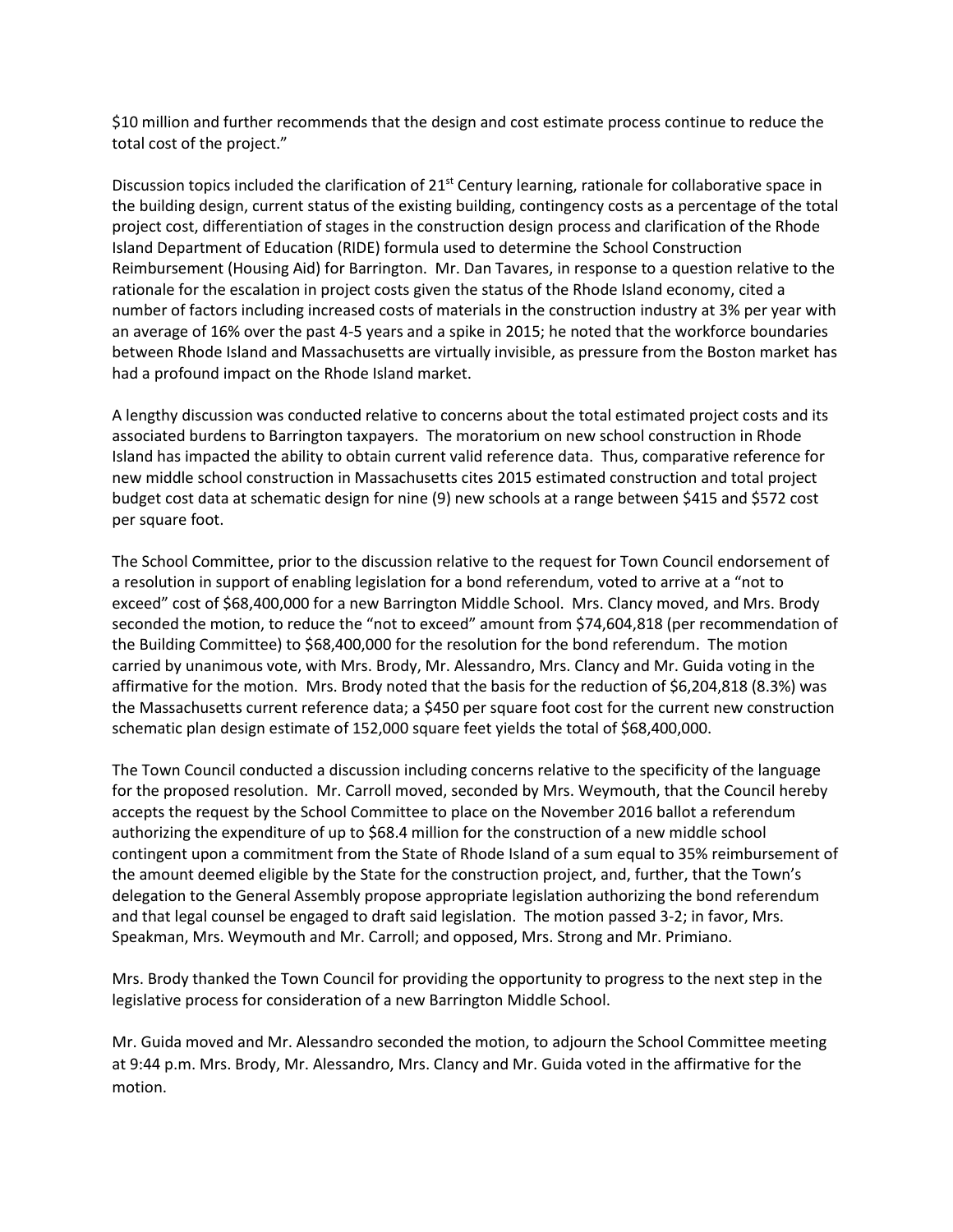$10 million and further recommends that the design and cost estimate process continue to reduce the total cost of the project."

Discussion topics included the clarification of 21st Century learning, rationale for collaborative space in the building design, current status of the existing building, contingency costs as a percentage of the total project cost, differentiation of stages in the construction design process and clarification of the Rhode Island Department of Education (RIDE) formula used to determine the School Construction Reimbursement (Housing Aid) for Barrington. Mr. Dan Tavares, in response to a question relative to the rationale for the escalation in project costs given the status of the Rhode Island economy, cited a number of factors including increased costs of materials in the construction industry at 3% per year with an average of 16% over the past 4-5 years and a spike in 2015; he noted that the workforce boundaries between Rhode Island and Massachusetts are virtually invisible, as pressure from the Boston market has had a profound impact on the Rhode Island market.

A lengthy discussion was conducted relative to concerns about the total estimated project costs and its associated burdens to Barrington taxpayers. The moratorium on new school construction in Rhode Island has impacted the ability to obtain current valid reference data. Thus, comparative reference for new middle school construction in Massachusetts cites 2015 estimated construction and total project budget cost data at schematic design for nine (9) new schools at a range between $415 and $572 cost per square foot.

The School Committee, prior to the discussion relative to the request for Town Council endorsement of a resolution in support of enabling legislation for a bond referendum, voted to arrive at a "not to exceed" cost of $68,400,000 for a new Barrington Middle School. Mrs. Clancy moved, and Mrs. Brody seconded the motion, to reduce the "not to exceed" amount from $74,604,818 (per recommendation of the Building Committee) to $68,400,000 for the resolution for the bond referendum. The motion carried by unanimous vote, with Mrs. Brody, Mr. Alessandro, Mrs. Clancy and Mr. Guida voting in the affirmative for the motion. Mrs. Brody noted that the basis for the reduction of $6,204,818 (8.3%) was the Massachusetts current reference data; a $450 per square foot cost for the current new construction schematic plan design estimate of 152,000 square feet yields the total of $68,400,000.

The Town Council conducted a discussion including concerns relative to the specificity of the language for the proposed resolution. Mr. Carroll moved, seconded by Mrs. Weymouth, that the Council hereby accepts the request by the School Committee to place on the November 2016 ballot a referendum authorizing the expenditure of up to $68.4 million for the construction of a new middle school contingent upon a commitment from the State of Rhode Island of a sum equal to 35% reimbursement of the amount deemed eligible by the State for the construction project, and, further, that the Town's delegation to the General Assembly propose appropriate legislation authorizing the bond referendum and that legal counsel be engaged to draft said legislation. The motion passed 3-2; in favor, Mrs. Speakman, Mrs. Weymouth and Mr. Carroll; and opposed, Mrs. Strong and Mr. Primiano.

Mrs. Brody thanked the Town Council for providing the opportunity to progress to the next step in the legislative process for consideration of a new Barrington Middle School.

Mr. Guida moved and Mr. Alessandro seconded the motion, to adjourn the School Committee meeting at 9:44 p.m. Mrs. Brody, Mr. Alessandro, Mrs. Clancy and Mr. Guida voted in the affirmative for the motion.